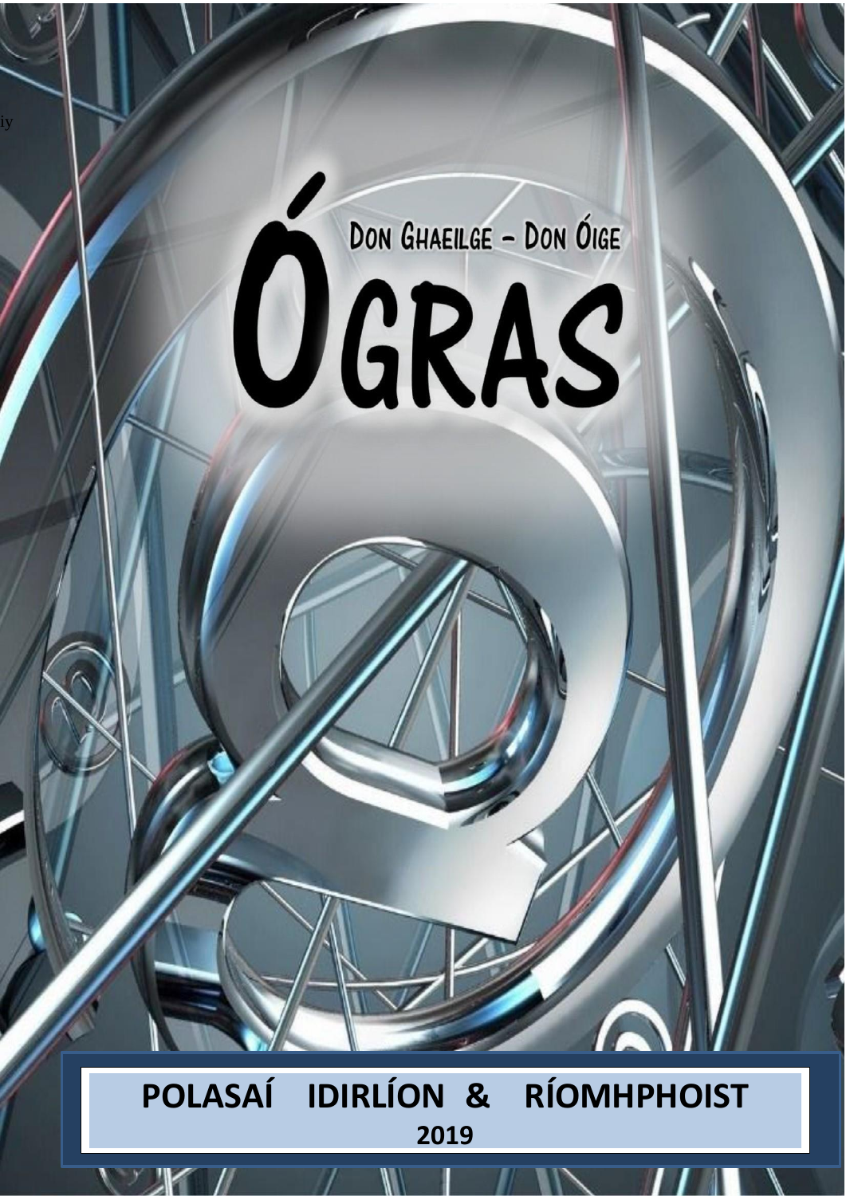# ÓGRAS

DON GHAEILGE – DON ÓIGE

## POLASAÍ IDIRLÍON & RÍOMHPHOIST

**2019**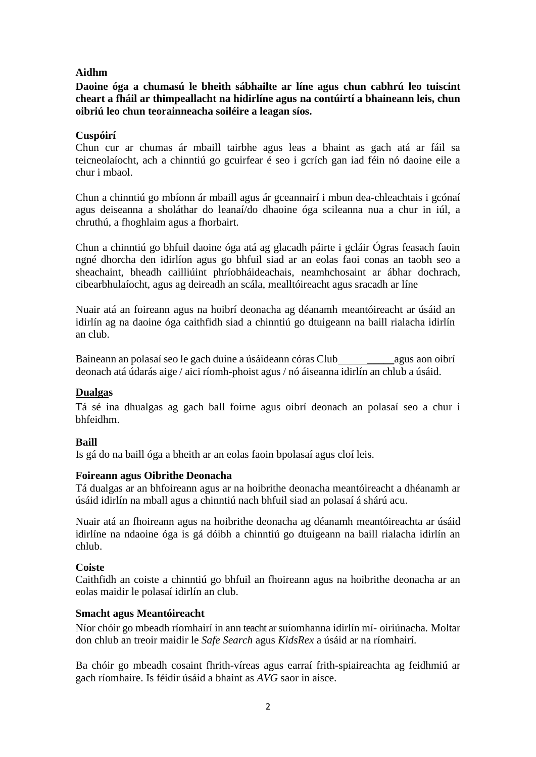**Aidhm**

**Daoine óga a chumasú le bheith sábhailte ar líne agus chun cabhrú leo tuiscint cheart a fháil ar thimpeallacht na hidirlíne agus na contúirtí a bhaineann leis, chun oibriú leo chun teorainneacha soiléire a leagan síos.**

**Cuspóirí**

Chun cur ar chumas ár mbaill tairbhe agus leas a bhaint as gach atá ar fáil sa teicneolaíocht, ach a chinntiú go gcuirfear é seo i gcrích gan iad féin nó daoine eile a chur i mbaol.

Chun a chinntiú go mbíonn ár mbaill agus ár gceannairí i mbun dea-chleachtais i gcónaí agus deiseanna a sholáthar do leanaí/do dhaoine óga scileanna nua a chur in iúl, a chruthú, a fhoghlaim agus a fhorbairt.

Chun a chinntiú go bhfuil daoine óga atá ag glacadh páirte i gcláir Ógras feasach faoin ngné dhorcha den idirlíon agus go bhfuil siad ar an eolas faoi conas an taobh seo a sheachaint, bheadh cailliúint phríobháideachais, neamhchosaint ar ábhar dochrach, cibearbhulaíocht, agus ag deireadh an scála, mealltóireacht agus sracadh ar líne

Nuair atá an foireann agus na hoibrí deonacha ag déanamh meantóireacht ar úsáid an idirlín ag na daoine óga caithfidh siad a chinntiú go dtuigeann na baill rialacha idirlín an club.

Baineann an polasaí seo le gach duine a úsáideann córas Club __________ agus aon oibrí deonach atá údarás aige / aici ríomh-phoist agus / nó áiseanna idirlín an chlub a úsáid.

**Dualgas**

Tá sé ina dhualgas ag gach ball foirne agus oibrí deonach an polasaí seo a chur i bhfeidhm.

**Baill**

Is gá do na baill óga a bheith ar an eolas faoin bpolasaí agus cloí leis.

**Foireann agus Oibrithe Deonacha**

Tá dualgas ar an bhfoireann agus ar na hoibrithe deonacha meantóireacht a dhéanamh ar úsáid idirlín na mball agus a chinntiú nach bhfuil siad an polasaí á shárú acu.

Nuair atá an fhoireann agus na hoibrithe deonacha ag déanamh meantóireachta ar úsáid idirlíne na ndaoine óga is gá dóibh a chinntiú go dtuigeann na baill rialacha idirlín an chlub.

**Coiste**

Caithfidh an coiste a chinntiú go bhfuil an fhoireann agus na hoibrithe deonacha ar an eolas maidir le polasaí idirlín an club.

**Smacht agus Meantóireacht**

Níor chóir go mbeadh ríomhairí in ann teacht ar suíomhanna idirlín mí- oiriúnacha. Moltar don chlub an treoir maidir le *Safe Search* agus *KidsRex* a úsáid ar na ríomhairí.

Ba chóir go mbeadh cosaint fhrith-víreas agus earraí frith-spiaireachta ag feidhmiú ar gach ríomhaire. Is féidir úsáid a bhaint as *AVG* saor in aisce.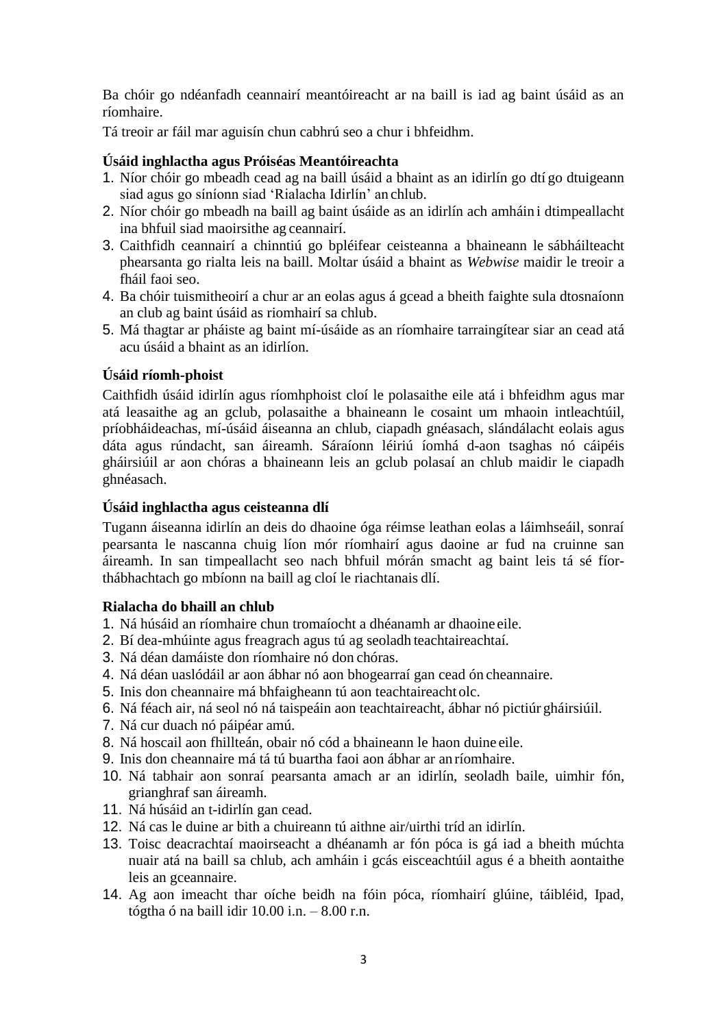Ba chóir go ndéanfadh ceannairí meantóireacht ar na baill is iad ag baint úsáid as an ríomhaire.

Tá treoir ar fáil mar aguisín chun cabhrú seo a chur i bhfeidhm.

**Úsáid inghlactha agus Próiséas Meantóireachta**

1. Níor chóir go mbeadh cead ag na baill úsáid a bhaint as an idirlín go dtí go dtuigeann siad agus go síníonn siad 'Rialacha Idirlín' an chlub.
2. Níor chóir go mbeadh na baill ag baint úsáide as an idirlín ach amháin i dtimpeallacht ina bhfuil siad maoirsithe ag ceannairí.
3. Caithfidh ceannairí a chinntiú go bpléifear ceisteanna a bhaineann le sábháilteacht phearsanta go rialta leis na baill. Moltar úsáid a bhaint as *Webwise* maidir le treoir a fháil faoi seo.
4. Ba chóir tuismitheoirí a chur ar an eolas agus á gcead a bheith faighte sula dtosnaíonn an club ag baint úsáid as riomhairí sa chlub.
5. Má thagtar ar pháiste ag baint mí-úsáide as an ríomhaire tarraingítear siar an cead atá acu úsáid a bhaint as an idirlíon.

**Úsáid ríomh-phoist**

Caithfidh úsáid idirlín agus ríomhphoist cloí le polasaithe eile atá i bhfeidhm agus mar atá leasaithe ag an gclub, polasaithe a bhaineann le cosaint um mhaoin intleachtúil, príobháideachas, mí-úsáid áiseanna an chlub, ciapadh gnéasach, slándálacht eolais agus dáta agus rúndacht, san áireamh. Sáraíonn léiriú íomhá d-aon tsaghas nó cáipéis gháirsiúil ar aon chóras a bhaineann leis an gclub polasaí an chlub maidir le ciapadh ghnéasach.

**Úsáid inghlactha agus ceisteanna dlí**

Tugann áiseanna idirlín an deis do dhaoine óga réimse leathan eolas a láimhseáil, sonraí pearsanta le nascanna chuig líon mór ríomhairí agus daoine ar fud na cruinne san áireamh. In san timpeallacht seo nach bhfuil mórán smacht ag baint leis tá sé fíor-thábhachtach go mbíonn na baill ag cloí le riachtanais dlí.

**Rialacha do bhaill an chlub**

1. Ná húsáid an ríomhaire chun tromaíocht a dhéanamh ar dhaoine eile.
2. Bí dea-mhúinte agus freagrach agus tú ag seoladh teachtaireachtaí.
3. Ná déan damáiste don ríomhaire nó don chóras.
4. Ná déan uaslódáil ar aon ábhar nó aon bhogearraí gan cead ón cheannaire.
5. Inis don cheannaire má bhfaigheann tú aon teachtaireacht olc.
6. Ná féach air, ná seol nó ná taispeáin aon teachtaireacht, ábhar nó pictiúr gháirsiúil.
7. Ná cur duach nó páipéar amú.
8. Ná hoscail aon fhillteán, obair nó cód a bhaineann le haon duine eile.
9. Inis don cheannaire má tá tú buartha faoi aon ábhar ar an ríomhaire.
10. Ná tabhair aon sonraí pearsanta amach ar an idirlín, seoladh baile, uimhir fón, grianghraf san áireamh.
11. Ná húsáid an t-idirlín gan cead.
12. Ná cas le duine ar bith a chuireann tú aithne air/uirthi tríd an idirlín.
13. Toisc deacrachtaí maoirseacht a dhéanamh ar fón póca is gá iad a bheith múchta nuair atá na baill sa chlub, ach amháin i gcás eisceachtúil agus é a bheith aontaithe leis an gceannaire.
14. Ag aon imeacht thar oíche beidh na fóin póca, ríomhairí glúine, táibléid, Ipad, tógtha ó na baill idir 10.00 i.n. – 8.00 r.n.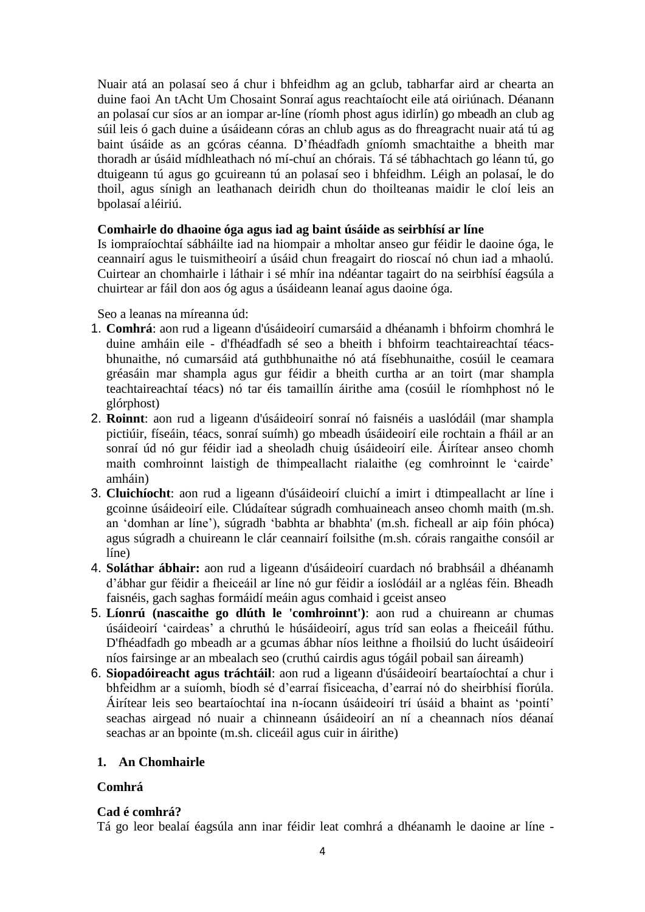Nuair atá an polasaí seo á chur i bhfeidhm ag an gclub, tabharfar aird ar chearta an duine faoi An tAcht Um Chosaint Sonraí agus reachtaíocht eile atá oiriúnach. Déanann an polasaí cur síos ar an iompar ar-líne (ríomh phost agus idirlín) go mbeadh an club ag súil leis ó gach duine a úsáideann córas an chlub agus as do fhreagracht nuair atá tú ag baint úsáide as an gcóras céanna. D'fhéadfadh gníomh smachtaithe a bheith mar thoradh ar úsáid mídhleathach nó mí-chuí an chórais. Tá sé tábhachtach go léann tú, go dtuigeann tú agus go gcuireann tú an polasaí seo i bhfeidhm. Léigh an polasaí, le do thoil, agus sínigh an leathanach deiridh chun do thoilteanas maidir le cloí leis an bpolasaí a léiriú.

**Comhairle do dhaoine óga agus iad ag baint úsáide as seirbhísí ar líne**
Is iompraíochtaí sábháilte iad na hiompair a mholtar anseo gur féidir le daoine óga, le ceannairí agus le tuismitheoirí a úsáid chun freagairt do rioscaí nó chun iad a mhaolú. Cuirtear an chomhairle i láthair i sé mhír ina ndéantar tagairt do na seirbhísí éagsúla a chuirtear ar fáil don aos óg agus a úsáideann leanaí agus daoine óga.

Seo a leanas na míreanna úd:

1. **Comhrá**: aon rud a ligeann d'úsáideoirí cumarsáid a dhéanamh i bhfoirm chomhrá le duine amháin eile - d'fhéadfadh sé seo a bheith i bhfoirm teachtaireachtaí téacs-bhunaithe, nó cumarsáid atá guthbhunaithe nó atá físebhunaithe, cosúil le ceamara gréasáin mar shampla agus gur féidir a bheith curtha ar an toirt (mar shampla teachtaireachtaí téacs) nó tar éis tamaillín áirithe ama (cosúil le ríomhphost nó le glórphost)
2. **Roinnt**: aon rud a ligeann d'úsáideoirí sonraí nó faisnéis a uaslódáil (mar shampla pictiúir, físeáin, téacs, sonraí suímh) go mbeadh úsáideoirí eile rochtain a fháil ar an sonraí úd nó gur féidir iad a sheoladh chuig úsáideoirí eile. Áirítear anseo chomh maith comhroinnt laistigh de thimpeallacht rialaithe (eg comhroinnt le 'cairde' amháin)
3. **Cluichíocht**: aon rud a ligeann d'úsáideoirí cluichí a imirt i dtimpeallacht ar líne i gcoinne úsáideoirí eile. Clúdaítear súgradh comhuaineach anseo chomh maith (m.sh. an 'domhan ar líne'), súgradh 'babhta ar bhabhta' (m.sh. ficheall ar aip fóin phóca) agus súgradh a chuireann le clár ceannairí foilsithe (m.sh. córais rangaithe consóil ar líne)
4. **Soláthar ábhair:** aon rud a ligeann d'úsáideoirí cuardach nó brabhsáil a dhéanamh d'ábhar gur féidir a fheiceáil ar líne nó gur féidir a íoslódáil ar a ngléas féin. Bheadh faisnéis, gach saghas formáidí meáin agus comhaid i gceist anseo
5. **Líonrú (nascaithe go dlúth le 'comhroinnt')**: aon rud a chuireann ar chumas úsáideoirí 'cairdeas' a chruthú le húsáideoirí, agus tríd san eolas a fheiceáil fúthu. D'fhéadfadh go mbeadh ar a gcumas ábhar níos leithne a fhoilsiú do lucht úsáideoirí níos fairsinge ar an mbealach seo (cruthú cairdis agus tógáil pobail san áireamh)
6. **Siopadóireacht agus tráchtáil**: aon rud a ligeann d'úsáideoirí beartaíochtaí a chur i bhfeidhm ar a suíomh, bíodh sé d'earraí fisiceacha, d'earraí nó do sheirbhísí fíorúla. Áirítear leis seo beartaíochtaí ina n-íocann úsáideoirí trí úsáid a bhaint as 'pointí' seachas airgead nó nuair a chinneann úsáideoirí an ní a cheannach níos déanaí seachas ar an bpointe (m.sh. cliceáil agus cuir in áirithe)

**1. An Chomhairle**

**Comhrá**

**Cad é comhrá?**
Tá go leor bealaí éagsúla ann inar féidir leat comhrá a dhéanamh le daoine ar líne -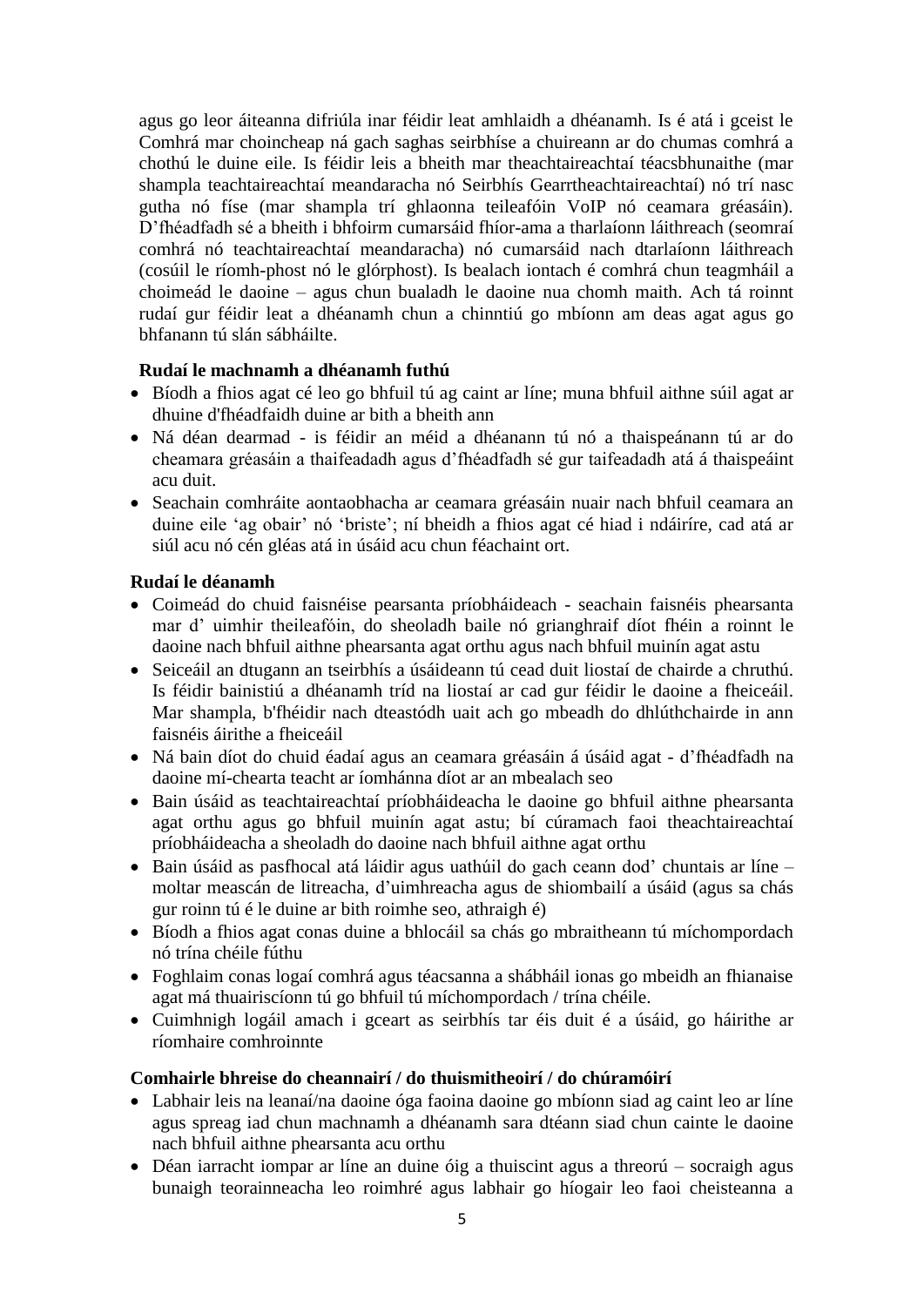agus go leor áiteanna difriúla inar féidir leat amhlaidh a dhéanamh. Is é atá i gceist le Comhrá mar choincheap ná gach saghas seirbhíse a chuireann ar do chumas comhrá a chothú le duine eile. Is féidir leis a bheith mar theachtaireachtaí téacsbhunaithe (mar shampla teachtaireachtaí meandaracha nó Seirbhís Gearrtheachtaireachtaí) nó trí nasc gutha nó físe (mar shampla trí ghlaonna teileafóin VoIP nó ceamara gréasáin). D'fhéadfadh sé a bheith i bhfoirm cumarsáid fhíor-ama a tharlaíonn láithreach (seomraí comhrá nó teachtaireachtaí meandaracha) nó cumarsáid nach dtarlaíonn láithreach (cosúil le ríomh-phost nó le glórphost). Is bealach iontach é comhrá chun teagmháil a choimeád le daoine – agus chun bualadh le daoine nua chomh maith. Ach tá roinnt rudaí gur féidir leat a dhéanamh chun a chinntiú go mbíonn am deas agat agus go bhfanann tú slán sábháilte.

**Rudaí le machnamh a dhéanamh futhú**

- Bíodh a fhios agat cé leo go bhfuil tú ag caint ar líne; muna bhfuil aithne súil agat ar dhuine d'fhéadfaidh duine ar bith a bheith ann
- Ná déan dearmad - is féidir an méid a dhéanann tú nó a thaispeánann tú ar do cheamara gréasáin a thaifeadadh agus d'fhéadfadh sé gur taifeadadh atá á thaispeáint acu duit.
- Seachain comhráite aontaobhacha ar ceamara gréasáin nuair nach bhfuil ceamara an duine eile 'ag obair' nó 'briste'; ní bheidh a fhios agat cé hiad i ndáiríre, cad atá ar siúl acu nó cén gléas atá in úsáid acu chun féachaint ort.

**Rudaí le déanamh**

- Coimeád do chuid faisnéise pearsanta príobháideach - seachain faisnéis phearsanta mar d' uimhir theileafóin, do sheoladh baile nó grianghraif díot fhéin a roinnt le daoine nach bhfuil aithne phearsanta agat orthu agus nach bhfuil muinín agat astu
- Seiceáil an dtugann an tseirbhís a úsáideann tú cead duit liostaí de chairde a chruthú. Is féidir bainistiú a dhéanamh tríd na liostaí ar cad gur féidir le daoine a fheiceáil. Mar shampla, b'fhéidir nach dteastódh uait ach go mbeadh do dhlúthchairde in ann faisnéis áirithe a fheiceáil
- Ná bain díot do chuid éadaí agus an ceamara gréasáin á úsáid agat - d'fhéadfadh na daoine mí-chearta teacht ar íomhánna díot ar an mbealach seo
- Bain úsáid as teachtaireachtaí príobháideacha le daoine go bhfuil aithne phearsanta agat orthu agus go bhfuil muinín agat astu; bí cúramach faoi theachtaireachtaí príobháideacha a sheoladh do daoine nach bhfuil aithne agat orthu
- Bain úsáid as pasfhocal atá láidir agus uathúil do gach ceann dod' chuntais ar líne – moltar meascán de litreacha, d'uimhreacha agus de shiombailí a úsáid (agus sa chás gur roinn tú é le duine ar bith roimhe seo, athraigh é)
- Bíodh a fhios agat conas duine a bhlocáil sa chás go mbraitheann tú míchompordach nó trína chéile fúthu
- Foghlaim conas logaí comhrá agus téacsanna a shábháil ionas go mbeidh an fhianaise agat má thuairiscíonn tú go bhfuil tú míchompordach / trína chéile.
- Cuimhnigh logáil amach i gceart as seirbhís tar éis duit é a úsáid, go háirithe ar ríomhaire comhroinnte

**Comhairle bhreise do cheannairí / do thuismitheoirí / do chúramóirí**

- Labhair leis na leanaí/na daoine óga faoina daoine go mbíonn siad ag caint leo ar líne agus spreag iad chun machnamh a dhéanamh sara dtéann siad chun cainte le daoine nach bhfuil aithne phearsanta acu orthu
- Déan iarracht iompar ar líne an duine óig a thuiscint agus a threorú – socraigh agus bunaigh teorainneacha leo roimhré agus labhair go híogair leo faoi cheisteanna a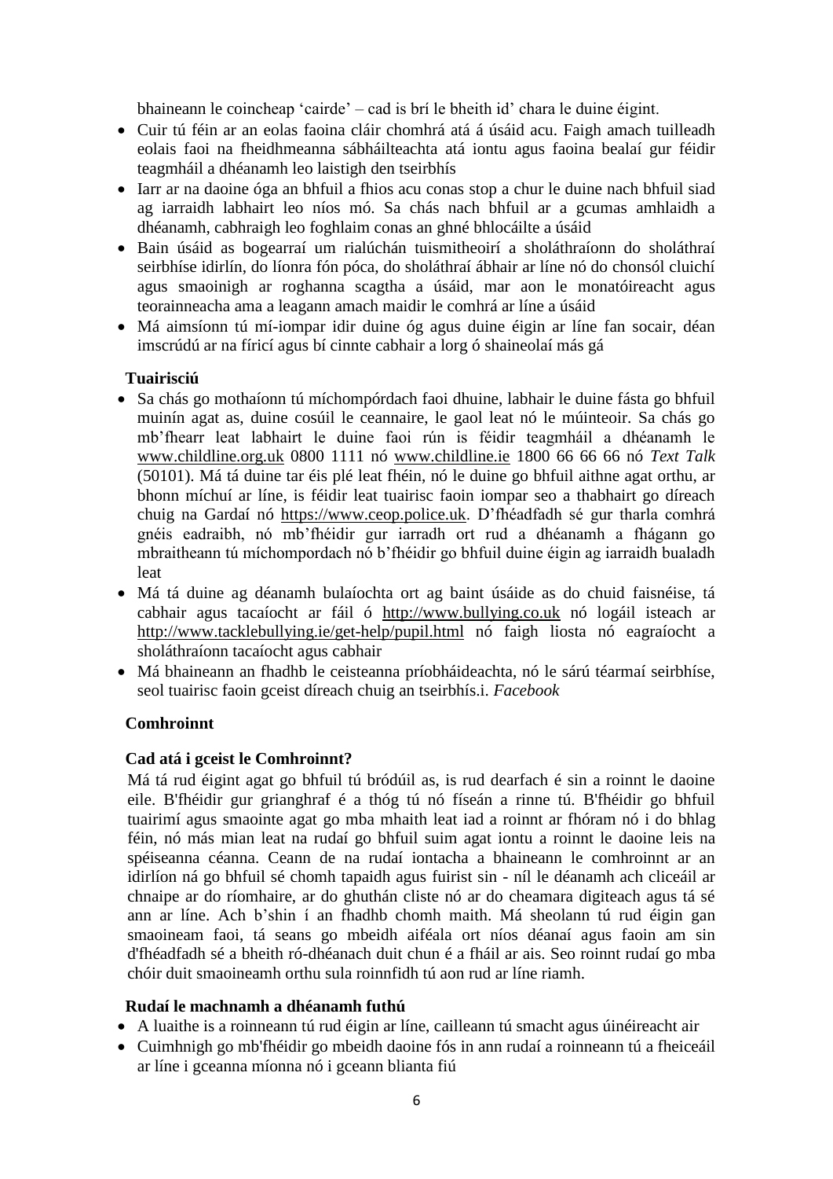bhaineann le coincheap 'cairde' – cad is brí le bheith id' chara le duine éigint.

- Cuir tú féin ar an eolas faoina cláir chomhrá atá á úsáid acu. Faigh amach tuilleadh eolais faoi na fheidhmeanna sábháilteachta atá iontu agus faoina bealaí gur féidir teagmháil a dhéanamh leo laistigh den tseirbhís
- Iarr ar na daoine óga an bhfuil a fhios acu conas stop a chur le duine nach bhfuil siad ag iarraidh labhairt leo níos mó. Sa chás nach bhfuil ar a gcumas amhlaidh a dhéanamh, cabhraigh leo foghlaim conas an ghné bhlocáilte a úsáid
- Bain úsáid as bogearraí um rialúchán tuismitheoirí a sholáthraíonn do sholáthraí seirbhíse idirlín, do líonra fón póca, do sholáthraí ábhair ar líne nó do chonsól cluichí agus smaoinigh ar roghanna scagtha a úsáid, mar aon le monatóireacht agus teorainneacha ama a leagann amach maidir le comhrá ar líne a úsáid
- Má aimsíonn tú mí-iompar idir duine óg agus duine éigin ar líne fan socair, déan imscrúdú ar na fíricí agus bí cinnte cabhair a lorg ó shaineolaí más gá

**Tuairisciú**

- Sa chás go mothaíonn tú míchompórdach faoi dhuine, labhair le duine fásta go bhfuil muinín agat as, duine cosúil le ceannaire, le gaol leat nó le múinteoir. Sa chás go mb'fhearr leat labhairt le duine faoi rún is féidir teagmháil a dhéanamh le www.childline.org.uk 0800 1111 nó www.childline.ie 1800 66 66 66 nó *Text Talk* (50101). Má tá duine tar éis plé leat fhéin, nó le duine go bhfuil aithne agat orthu, ar bhonn míchuí ar líne, is féidir leat tuairisc faoin iompar seo a thabhairt go díreach chuig na Gardaí nó https://www.ceop.police.uk. D'fhéadfadh sé gur tharla comhrá gnéis eadraibh, nó mb'fhéidir gur iarradh ort rud a dhéanamh a fhágann go mbraitheann tú míchompordach nó b'fhéidir go bhfuil duine éigin ag iarraidh bualadh leat
- Má tá duine ag déanamh bulaíochta ort ag baint úsáide as do chuid faisnéise, tá cabhair agus tacaíocht ar fáil ó http://www.bullying.co.uk nó logáil isteach ar http://www.tacklebullying.ie/get-help/pupil.html nó faigh liosta nó eagraíocht a sholáthraíonn tacaíocht agus cabhair
- Má bhaineann an fhadhb le ceisteanna príobháideachta, nó le sárú téarmaí seirbhíse, seol tuairisc faoin gceist díreach chuig an tseirbhís.i. *Facebook*

**Comhroinnt**

**Cad atá i gceist le Comhroinnt?**

Má tá rud éigint agat go bhfuil tú bródúil as, is rud dearfach é sin a roinnt le daoine eile. B'fhéidir gur grianghraf é a thóg tú nó físeán a rinne tú. B'fhéidir go bhfuil tuairimí agus smaointe agat go mba mhaith leat iad a roinnt ar fhóram nó i do bhlag féin, nó más mian leat na rudaí go bhfuil suim agat iontu a roinnt le daoine leis na spéiseanna céanna. Ceann de na rudaí iontacha a bhaineann le comhroinnt ar an idirlíon ná go bhfuil sé chomh tapaidh agus fuirist sin - níl le déanamh ach cliceáil ar chnaipe ar do ríomhaire, ar do ghuthán cliste nó ar do cheamara digiteach agus tá sé ann ar líne. Ach b'shin í an fhadhb chomh maith. Má sheolann tú rud éigin gan smaoineam faoi, tá seans go mbeidh aiféala ort níos déanaí agus faoin am sin d'fhéadfadh sé a bheith ró-dhéanach duit chun é a fháil ar ais. Seo roinnt rudaí go mba chóir duit smaoineamh orthu sula roinnfidh tú aon rud ar líne riamh.

**Rudaí le machnamh a dhéanamh futhú**

- A luaithe is a roinneann tú rud éigin ar líne, cailleann tú smacht agus úinéireacht air
- Cuimhnigh go mb'fhéidir go mbeidh daoine fós in ann rudaí a roinneann tú a fheiceáil ar líne i gceanna míonna nó i gceann blianta fiú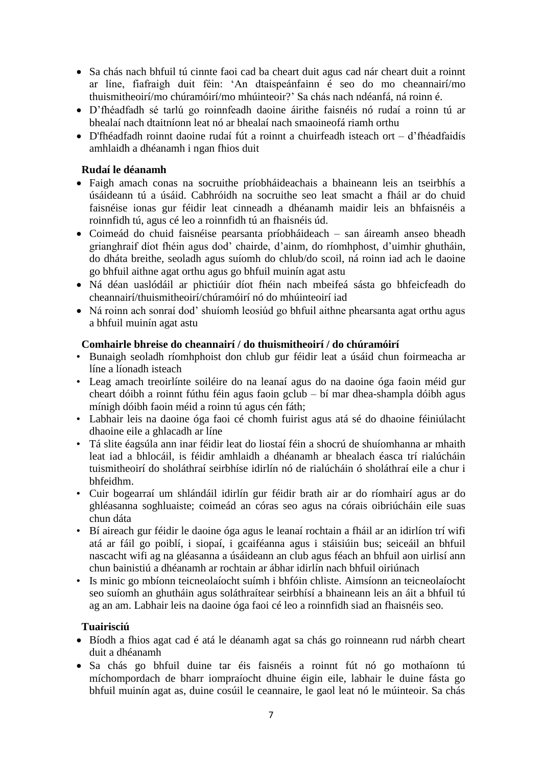- Sa chás nach bhfuil tú cinnte faoi cad ba cheart duit agus cad nár cheart duit a roinnt ar líne, fiafraigh duit féin: 'An dtaispeánfainn é seo do mo cheannairí/mo thuismitheoirí/mo chúramóirí/mo mhúinteoir?' Sa chás nach ndéanfá, ná roinn é.
- D'fhéadfadh sé tarlú go roinnfeadh daoine áirithe faisnéis nó rudaí a roinn tú ar bhealaí nach dtaitníonn leat nó ar bhealaí nach smaoineofá riamh orthu
- D'fhéadfadh roinnt daoine rudaí fút a roinnt a chuirfeadh isteach ort – d'fhéadfaidís amhlaidh a dhéanamh i ngan fhios duit

**Rudaí le déanamh**

- Faigh amach conas na socruithe príobháideachais a bhaineann leis an tseirbhís a úsáideann tú a úsáid. Cabhróidh na socruithe seo leat smacht a fháil ar do chuid faisnéise ionas gur féidir leat cinneadh a dhéanamh maidir leis an bhfaisnéis a roinnfidh tú, agus cé leo a roinnfidh tú an fhaisnéis úd.
- Coimeád do chuid faisnéise pearsanta príobháideach – san áireamh anseo bheadh grianghraif díot fhéin agus dod' chairde, d'ainm, do ríomhphost, d'uimhir ghutháin, do dháta breithe, seoladh agus suíomh do chlub/do scoil, ná roinn iad ach le daoine go bhfuil aithne agat orthu agus go bhfuil muinín agat astu
- Ná déan uaslódáil ar phictiúir díot fhéin nach mbeifeá sásta go bhfeicfeadh do cheannairí/thuismitheoirí/chúramóirí nó do mhúinteoirí iad
- Ná roinn ach sonraí dod' shuíomh leosiúd go bhfuil aithne phearsanta agat orthu agus a bhfuil muinín agat astu

**Comhairle bhreise do cheannairí / do thuismitheoirí / do chúramóirí**

- Bunaigh seoladh ríomhphoist don chlub gur féidir leat a úsáid chun foirmeacha ar líne a líonadh isteach
- Leag amach treoirlínte soiléire do na leanaí agus do na daoine óga faoin méid gur cheart dóibh a roinnt fúthu féin agus faoin gclub – bí mar dhea-shampla dóibh agus mínigh dóibh faoin méid a roinn tú agus cén fáth;
- Labhair leis na daoine óga faoi cé chomh fuirist agus atá sé do dhaoine féiniúlacht dhaoine eile a ghlacadh ar líne
- Tá slite éagsúla ann inar féidir leat do liostaí féin a shocrú de shuíomhanna ar mhaith leat iad a bhlocáil, is féidir amhlaidh a dhéanamh ar bhealach éasca trí rialúcháin tuismitheoirí do sholáthraí seirbhíse idirlín nó de rialúcháin ó sholáthraí eile a chur i bhfeidhm.
- Cuir bogearraí um shlándáil idirlín gur féidir brath air ar do ríomhairí agus ar do ghléasanna soghluaiste; coimeád an córas seo agus na córais oibriúcháin eile suas chun dáta
- Bí aireach gur féidir le daoine óga agus le leanaí rochtain a fháil ar an idirlíon trí wifi atá ar fáil go poiblí, i siopaí, i gcaiféanna agus i stáisiúin bus; seiceáil an bhfuil nascacht wifi ag na gléasanna a úsáideann an club agus féach an bhfuil aon uirlisí ann chun bainistiú a dhéanamh ar rochtain ar ábhar idirlín nach bhfuil oiriúnach
- Is minic go mbíonn teicneolaíocht suímh i bhfóin chliste. Aimsíonn an teicneolaíocht seo suíomh an ghutháin agus soláthraítear seirbhísí a bhaineann leis an áit a bhfuil tú ag an am. Labhair leis na daoine óga faoi cé leo a roinnfidh siad an fhaisnéis seo.

**Tuairisciú**

- Bíodh a fhios agat cad é atá le déanamh agat sa chás go roinneann rud nárbh cheart duit a dhéanamh
- Sa chás go bhfuil duine tar éis faisnéis a roinnt fút nó go mothaíonn tú míchompordach de bharr iompraíocht dhuine éigin eile, labhair le duine fásta go bhfuil muinín agat as, duine cosúil le ceannaire, le gaol leat nó le múinteoir. Sa chás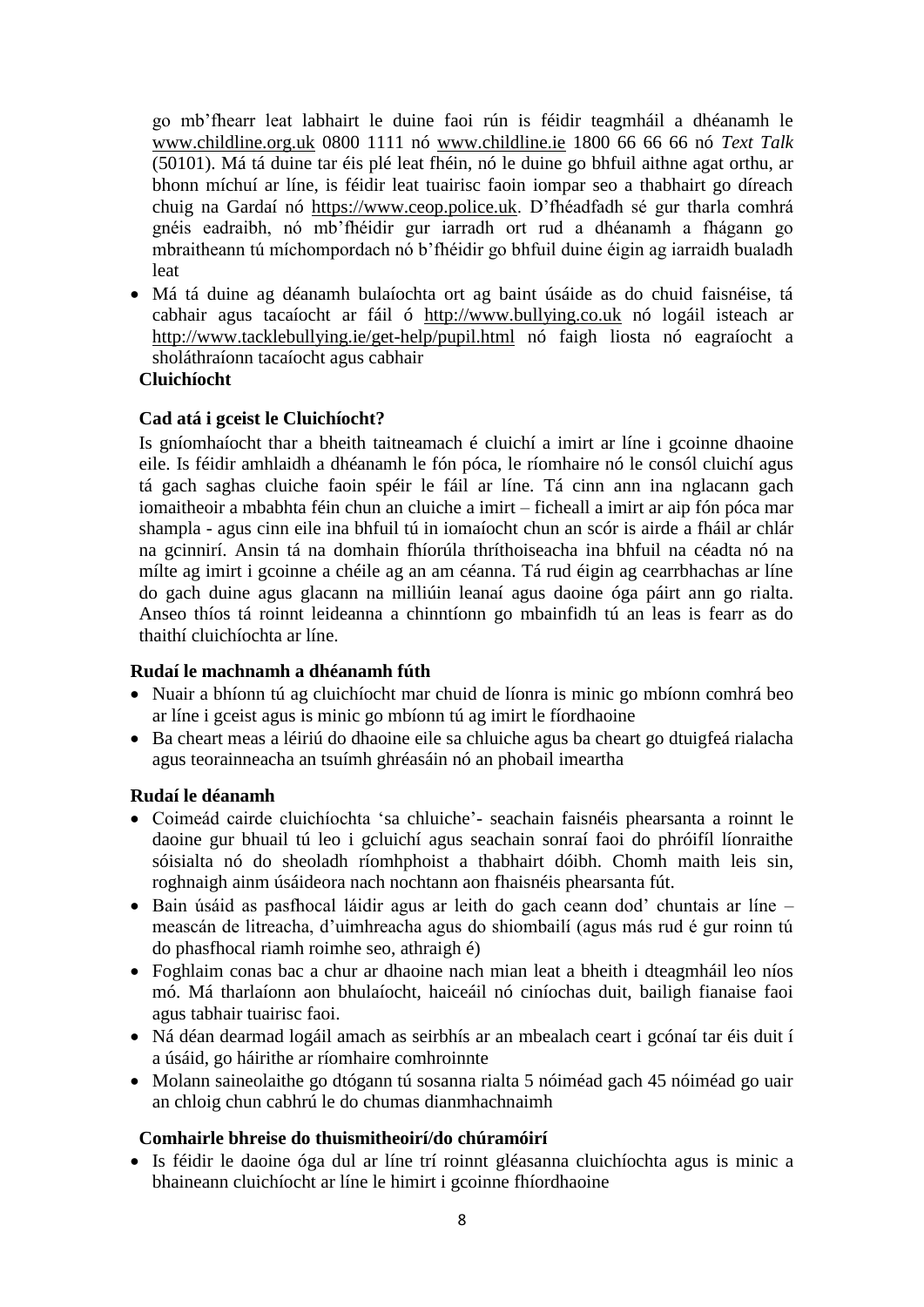go mb'fhearr leat labhairt le duine faoi rún is féidir teagmháil a dhéanamh le www.childline.org.uk 0800 1111 nó www.childline.ie 1800 66 66 66 nó *Text Talk* (50101). Má tá duine tar éis plé leat fhéin, nó le duine go bhfuil aithne agat orthu, ar bhonn míchuí ar líne, is féidir leat tuairisc faoin iompar seo a thabhairt go díreach chuig na Gardaí nó https://www.ceop.police.uk. D'fhéadfadh sé gur tharla comhrá gnéis eadraibh, nó mb'fhéidir gur iarradh ort rud a dhéanamh a fhágann go mbraitheann tú míchompordach nó b'fhéidir go bhfuil duine éigin ag iarraidh bualadh leat

- Má tá duine ag déanamh bulaíochta ort ag baint úsáide as do chuid faisnéise, tá cabhair agus tacaíocht ar fáil ó http://www.bullying.co.uk nó logáil isteach ar http://www.tacklebullying.ie/get-help/pupil.html nó faigh liosta nó eagraíocht a sholáthraíonn tacaíocht agus cabhair

**Cluichíocht**

**Cad atá i gceist le Cluichíocht?**

Is gníomhaíocht thar a bheith taitneamach é cluichí a imirt ar líne i gcoinne dhaoine eile. Is féidir amhlaidh a dhéanamh le fón póca, le ríomhaire nó le consól cluichí agus tá gach saghas cluiche faoin spéir le fáil ar líne. Tá cinn ann ina nglacann gach iomaitheoir a mbabhta féin chun an cluiche a imirt – ficheall a imirt ar aip fón póca mar shampla - agus cinn eile ina bhfuil tú in iomaíocht chun an scór is airde a fháil ar chlár na gcinnirí. Ansin tá na domhain fhíorúla thríthoiseacha ina bhfuil na céadta nó na mílte ag imirt i gcoinne a chéile ag an am céanna. Tá rud éigin ag cearrbhachas ar líne do gach duine agus glacann na milliúin leanaí agus daoine óga páirt ann go rialta. Anseo thíos tá roinnt leideanna a chinntíonn go mbainfidh tú an leas is fearr as do thaithí cluichíochta ar líne.

**Rudaí le machnamh a dhéanamh fúth**

- Nuair a bhíonn tú ag cluichíocht mar chuid de líonra is minic go mbíonn comhrá beo ar líne i gceist agus is minic go mbíonn tú ag imirt le fíordhaoine
- Ba cheart meas a léiriú do dhaoine eile sa chluiche agus ba cheart go dtuigfeá rialacha agus teorainneacha an tsuímh ghréasáin nó an phobail imeartha

**Rudaí le déanamh**

- Coimeád cairde cluichíochta 'sa chluiche'- seachain faisnéis phearsanta a roinnt le daoine gur bhuail tú leo i gcluichí agus seachain sonraí faoi do phróifíl líonraithe sóisialta nó do sheoladh ríomhphoist a thabhairt dóibh. Chomh maith leis sin, roghnaigh ainm úsáideora nach nochtann aon fhaisnéis phearsanta fút.
- Bain úsáid as pasfhocal láidir agus ar leith do gach ceann dod' chuntais ar líne – meascán de litreacha, d'uimhreacha agus do shiombailí (agus más rud é gur roinn tú do phasfhocal riamh roimhe seo, athraigh é)
- Foghlaim conas bac a chur ar dhaoine nach mian leat a bheith i dteagmháil leo níos mó. Má tharlaíonn aon bhulaíocht, haiceáil nó ciníochas duit, bailigh fianaise faoi agus tabhair tuairisc faoi.
- Ná déan dearmad logáil amach as seirbhís ar an mbealach ceart i gcónaí tar éis duit í a úsáid, go háirithe ar ríomhaire comhroinnte
- Molann saineolaithe go dtógann tú sosanna rialta 5 nóiméad gach 45 nóiméad go uair an chloig chun cabhrú le do chumas dianmhachnaimh

**Comhairle bhreise do thuismitheoirí/do chúramóirí**

- Is féidir le daoine óga dul ar líne trí roinnt gléasanna cluichíochta agus is minic a bhaineann cluichíocht ar líne le himirt i gcoinne fhíordhaoine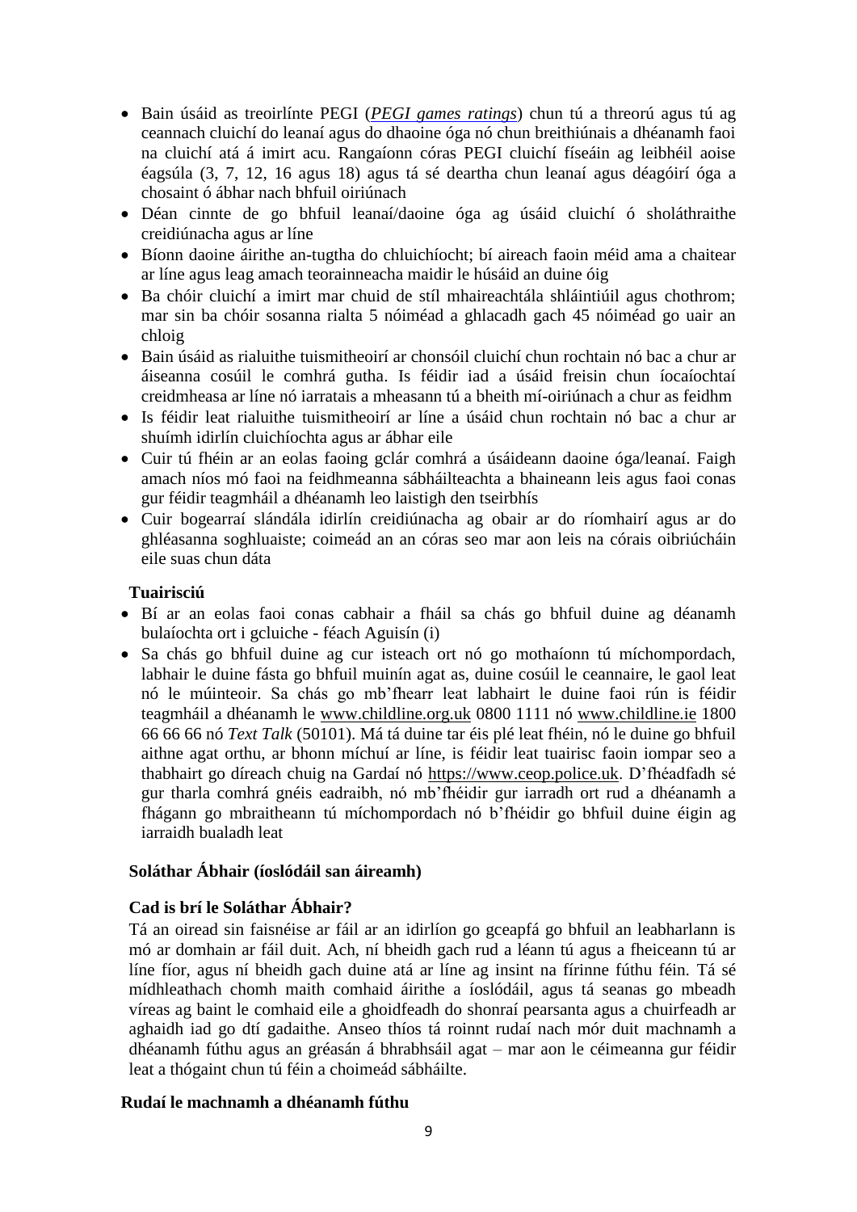- Bain úsáid as treoirlínte PEGI (*PEGI games ratings*) chun tú a threorú agus tú ag ceannach cluichí do leanaí agus do dhaoine óga nó chun breithiúnais a dhéanamh faoi na cluichí atá á imirt acu. Rangaíonn córas PEGI cluichí físeáin ag leibhéil aoise éagsúla (3, 7, 12, 16 agus 18) agus tá sé deartha chun leanaí agus déagóirí óga a chosaint ó ábhar nach bhfuil oiriúnach
- Déan cinnte de go bhfuil leanaí/daoine óga ag úsáid cluichí ó sholáthraithe creidiúnacha agus ar líne
- Bíonn daoine áirithe an-tugtha do chluichíocht; bí aireach faoin méid ama a chaitear ar líne agus leag amach teorainneacha maidir le húsáid an duine óig
- Ba chóir cluichí a imirt mar chuid de stíl mhaireachtála shláintiúil agus chothrom; mar sin ba chóir sosanna rialta 5 nóiméad a ghlacadh gach 45 nóiméad go uair an chloig
- Bain úsáid as rialuithe tuismitheoirí ar chonsóil cluichí chun rochtain nó bac a chur ar áiseanna cosúil le comhrá gutha. Is féidir iad a úsáid freisin chun íocaíochtaí creidmheasa ar líne nó iarratais a mheasann tú a bheith mí-oiriúnach a chur as feidhm
- Is féidir leat rialuithe tuismitheoirí ar líne a úsáid chun rochtain nó bac a chur ar shuímh idirlín cluichíochta agus ar ábhar eile
- Cuir tú fhéin ar an eolas faoing gclár comhrá a úsáideann daoine óga/leanaí. Faigh amach níos mó faoi na feidhmeanna sábháilteachta a bhaineann leis agus faoi conas gur féidir teagmháil a dhéanamh leo laistigh den tseirbhís
- Cuir bogearraí slándála idirlín creidiúnacha ag obair ar do ríomhairí agus ar do ghléasanna soghluaiste; coimeád an an córas seo mar aon leis na córais oibriúcháin eile suas chun dáta

**Tuairisciú**

- Bí ar an eolas faoi conas cabhair a fháil sa chás go bhfuil duine ag déanamh bulaíochta ort i gcluiche - féach Aguisín (i)
- Sa chás go bhfuil duine ag cur isteach ort nó go mothaíonn tú míchompordach, labhair le duine fásta go bhfuil muinín agat as, duine cosúil le ceannaire, le gaol leat nó le múinteoir. Sa chás go mb'fhearr leat labhairt le duine faoi rún is féidir teagmháil a dhéanamh le www.childline.org.uk 0800 1111 nó www.childline.ie 1800 66 66 66 nó *Text Talk* (50101). Má tá duine tar éis plé leat fhéin, nó le duine go bhfuil aithne agat orthu, ar bhonn míchuí ar líne, is féidir leat tuairisc faoin iompar seo a thabhairt go díreach chuig na Gardaí nó https://www.ceop.police.uk. D'fhéadfadh sé gur tharla comhrá gnéis eadraibh, nó mb'fhéidir gur iarradh ort rud a dhéanamh a fhágann go mbraitheann tú míchompordach nó b'fhéidir go bhfuil duine éigin ag iarraidh bualadh leat

**Soláthar Ábhair (íoslódáil san áireamh)**

**Cad is brí le Soláthar Ábhair?**

Tá an oiread sin faisnéise ar fáil ar an idirlíon go gceapfá go bhfuil an leabharlann is mó ar domhain ar fáil duit. Ach, ní bheidh gach rud a léann tú agus a fheiceann tú ar líne fíor, agus ní bheidh gach duine atá ar líne ag insint na fírinne fúthu féin. Tá sé mídhleathach chomh maith comhaid áirithe a íoslódáil, agus tá seanas go mbeadh víreas ag baint le comhaid eile a ghoidfeadh do shonraí pearsanta agus a chuirfeadh ar aghaidh iad go dtí gadaithe. Anseo thíos tá roinnt rudaí nach mór duit machnamh a dhéanamh fúthu agus an gréasán á bhrabhsáil agat – mar aon le céimeanna gur féidir leat a thógaint chun tú féin a choimeád sábháilte.

**Rudaí le machnamh a dhéanamh fúthu**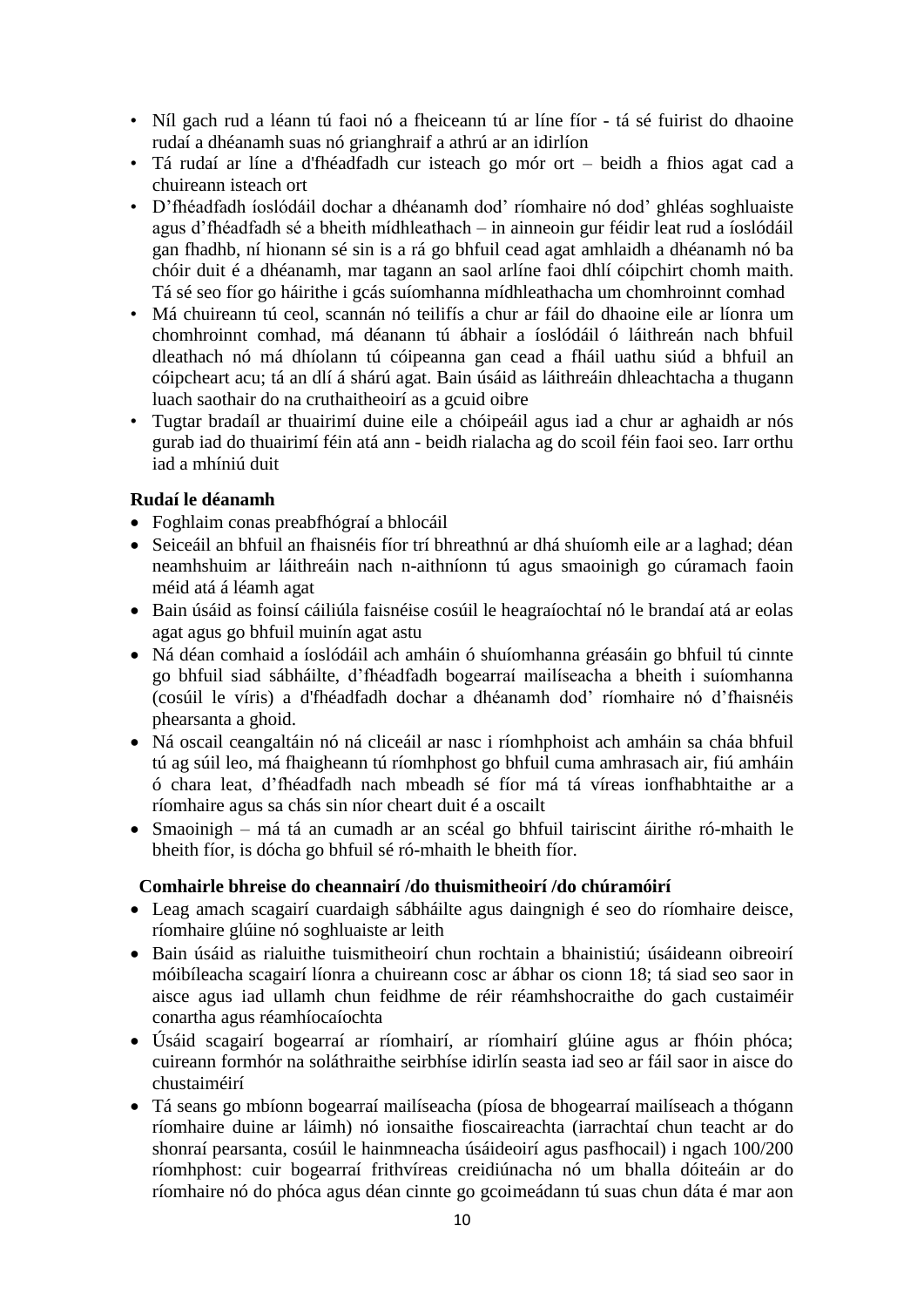- Níl gach rud a léann tú faoi nó a fheiceann tú ar líne fíor - tá sé fuirist do dhaoine rudaí a dhéanamh suas nó grianghraif a athrú ar an idirlíon
- Tá rudaí ar líne a d'fhéadfadh cur isteach go mór ort – beidh a fhios agat cad a chuireann isteach ort
- D'fhéadfadh íoslódáil dochar a dhéanamh dod' ríomhaire nó dod' ghléas soghluaiste agus d'fhéadfadh sé a bheith mídhleathach – in ainneoin gur féidir leat rud a íoslódáil gan fhadhb, ní hionann sé sin is a rá go bhfuil cead agat amhlaidh a dhéanamh nó ba chóir duit é a dhéanamh, mar tagann an saol arlíne faoi dhlí cóipchirt chomh maith. Tá sé seo fíor go háirithe i gcás suíomhanna mídhleathacha um chomhroinnt comhad
- Má chuireann tú ceol, scannán nó teilifís a chur ar fáil do dhaoine eile ar líonra um chomhroinnt comhad, má déanann tú ábhair a íoslódáil ó láithreán nach bhfuil dleathach nó má dhíolann tú cóipeanna gan cead a fháil uathu siúd a bhfuil an cóipcheart acu; tá an dlí á shárú agat. Bain úsáid as láithreáin dhleachtacha a thugann luach saothair do na cruthaitheoirí as a gcuid oibre
- Tugtar bradaíl ar thuairimí duine eile a chóipeáil agus iad a chur ar aghaidh ar nós gurab iad do thuairimí féin atá ann - beidh rialacha ag do scoil féin faoi seo. Iarr orthu iad a mhíniú duit

**Rudaí le déanamh**

- Foghlaim conas preabfhógraí a bhlocáil
- Seiceáil an bhfuil an fhaisnéis fíor trí bhreathnú ar dhá shuíomh eile ar a laghad; déan neamhshuim ar láithreáin nach n-aithníonn tú agus smaoinigh go cúramach faoin méid atá á léamh agat
- Bain úsáid as foinsí cáiliúla faisnéise cosúil le heagraíochtaí nó le brandaí atá ar eolas agat agus go bhfuil muinín agat astu
- Ná déan comhaid a íoslódáil ach amháin ó shuíomhanna gréasáin go bhfuil tú cinnte go bhfuil siad sábháilte, d'fhéadfadh bogearraí mailíseacha a bheith i suíomhanna (cosúil le víris) a d'fhéadfadh dochar a dhéanamh dod' ríomhaire nó d'fhaisnéis phearsanta a ghoid.
- Ná oscail ceangaltáin nó ná cliceáil ar nasc i ríomhphoist ach amháin sa cháa bhfuil tú ag súil leo, má fhaigheann tú ríomhphost go bhfuil cuma amhrasach air, fiú amháin ó chara leat, d'fhéadfadh nach mbeadh sé fíor má tá víreas ionfhabhtaithe ar a ríomhaire agus sa chás sin níor cheart duit é a oscailt
- Smaoinigh – má tá an cumadh ar an scéal go bhfuil tairiscint áirithe ró-mhaith le bheith fíor, is dócha go bhfuil sé ró-mhaith le bheith fíor.

**Comhairle bhreise do cheannairí /do thuismitheoirí /do chúramóirí**

- Leag amach scagairí cuardaigh sábháilte agus daingnigh é seo do ríomhaire deisce, ríomhaire glúine nó soghluaiste ar leith
- Bain úsáid as rialuithe tuismitheoirí chun rochtain a bhainistiú; úsáideann oibreoirí móibíleacha scagairí líonra a chuireann cosc ar ábhar os cionn 18; tá siad seo saor in aisce agus iad ullamh chun feidhme de réir réamhshocraithe do gach custaiméir conartha agus réamhíocaíochta
- Úsáid scagairí bogearraí ar ríomhairí, ar ríomhairí glúine agus ar fhóin phóca; cuireann formhór na soláthraithe seirbhíse idirlín seasta iad seo ar fáil saor in aisce do chustaiméirí
- Tá seans go mbíonn bogearraí mailíseacha (píosa de bhogearraí mailíseach a thógann ríomhaire duine ar láimh) nó ionsaithe fioscaireachta (iarrachtaí chun teacht ar do shonraí pearsanta, cosúil le hainmneacha úsáideoirí agus pasfhocail) i ngach 100/200 ríomhphost: cuir bogearraí frithvíreas creidiúnacha nó um bhalla dóiteáin ar do ríomhaire nó do phóca agus déan cinnte go gcoimeádann tú suas chun dáta é mar aon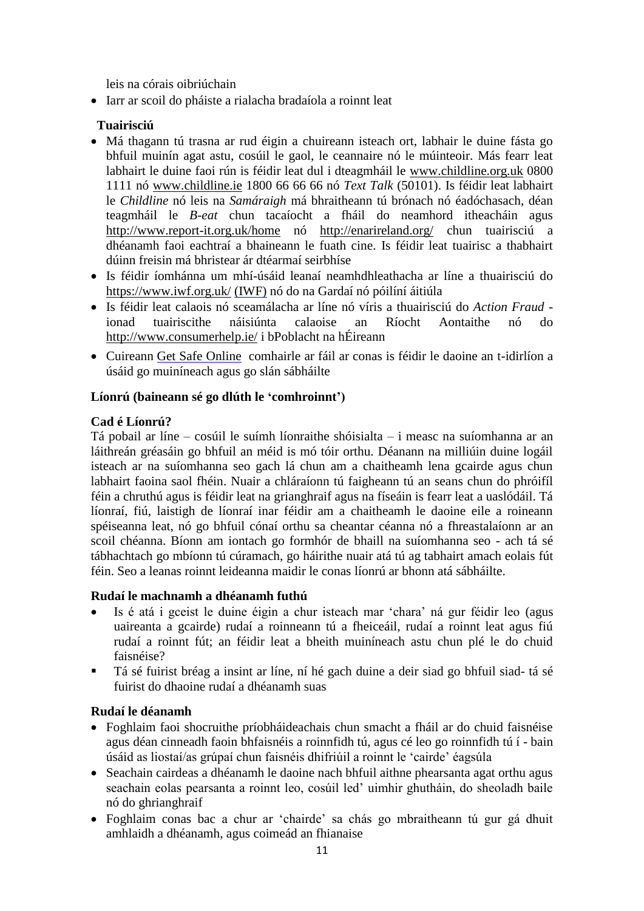leis na córais oibriúchain

- Iarr ar scoil do pháiste a rialacha bradaíola a roinnt leat

**Tuairisciú**

- Má thagann tú trasna ar rud éigin a chuireann isteach ort, labhair le duine fásta go bhfuil muinín agat astu, cosúil le gaol, le ceannaire nó le múinteoir. Más fearr leat labhairt le duine faoi rún is féidir leat dul i dteagmháil le www.childline.org.uk 0800 1111 nó www.childline.ie 1800 66 66 66 nó *Text Talk* (50101). Is féidir leat labhairt le *Childline* nó leis na *Samáraigh* má bhraitheann tú brónach nó éadóchasach, déan teagmháil le *B-eat* chun tacaíocht a fháil do neamhord itheacháin agus http://www.report-it.org.uk/home nó http://enarireland.org/ chun tuairisciú a dhéanamh faoi eachtraí a bhaineann le fuath cine. Is féidir leat tuairisc a thabhairt dúinn freisin má bhristear ár dtéarmaí seirbhíse
- Is féidir íomhánna um mhí-úsáid leanaí neamhdhleathacha ar líne a thuairisciú do https://www.iwf.org.uk/ (IWF) nó do na Gardaí nó póilíní áitiúla
- Is féidir leat calaois nó sceamálacha ar líne nó víris a thuairisciú do *Action Fraud* - ionad tuairiscithe náisiúnta calaoise an Ríocht Aontaithe nó do http://www.consumerhelp.ie/ i bPoblacht na hÉireann
- Cuireann Get Safe Online comhairle ar fáil ar conas is féidir le daoine an t-idirlíon a úsáid go muiníneach agus go slán sábháilte

**Líonrú (baineann sé go dlúth le 'comhroinnt')**

**Cad é Líonrú?**

Tá pobail ar líne – cosúil le suímh líonraithe shóisialta – i measc na suíomhanna ar an láithreán gréasáin go bhfuil an méid is mó tóir orthu. Déanann na milliúin duine logáil isteach ar na suíomhanna seo gach lá chun am a chaitheamh lena gcairde agus chun labhairt faoina saol fhéin. Nuair a chláraíonn tú faigheann tú an seans chun do phróifíl féin a chruthú agus is féidir leat na grianghraif agus na físeáin is fearr leat a uaslódáil. Tá líonraí, fiú, laistigh de líonraí inar féidir am a chaitheamh le daoine eile a roineann spéiseanna leat, nó go bhfuil cónaí orthu sa cheantar céanna nó a fhreastalaíonn ar an scoil chéanna. Bíonn am iontach go formhór de bhaill na suíomhanna seo - ach tá sé tábhachtach go mbíonn tú cúramach, go háirithe nuair atá tú ag tabhairt amach eolais fút féin. Seo a leanas roinnt leideanna maidir le conas líonrú ar bhonn atá sábháilte.

**Rudaí le machnamh a dhéanamh futhú**

- Is é atá i gceist le duine éigin a chur isteach mar 'chara' ná gur féidir leo (agus uaireanta a gcairde) rudaí a roinneann tú a fheiceáil, rudaí a roinnt leat agus fiú rudaí a roinnt fút; an féidir leat a bheith muiníneach astu chun plé le do chuid faisnéise?
- Tá sé fuirist bréag a insint ar líne, ní hé gach duine a deir siad go bhfuil siad- tá sé fuirist do dhaoine rudaí a dhéanamh suas

**Rudaí le déanamh**

- Foghlaim faoi shocruithe príobháideachais chun smacht a fháil ar do chuid faisnéise agus déan cinneadh faoin bhfaisnéis a roinnfidh tú, agus cé leo go roinnfidh tú í - bain úsáid as liostaí/as grúpaí chun faisnéis dhifriúil a roinnt le 'cairde' éagsúla
- Seachain cairdeas a dhéanamh le daoine nach bhfuil aithne phearsanta agat orthu agus seachain eolas pearsanta a roinnt leo, cosúil led' uimhir ghutháin, do sheoladh baile nó do ghrianghraif
- Foghlaim conas bac a chur ar 'chairde' sa chás go mbraitheann tú gur gá dhuit amhlaidh a dhéanamh, agus coimeád an fhianaise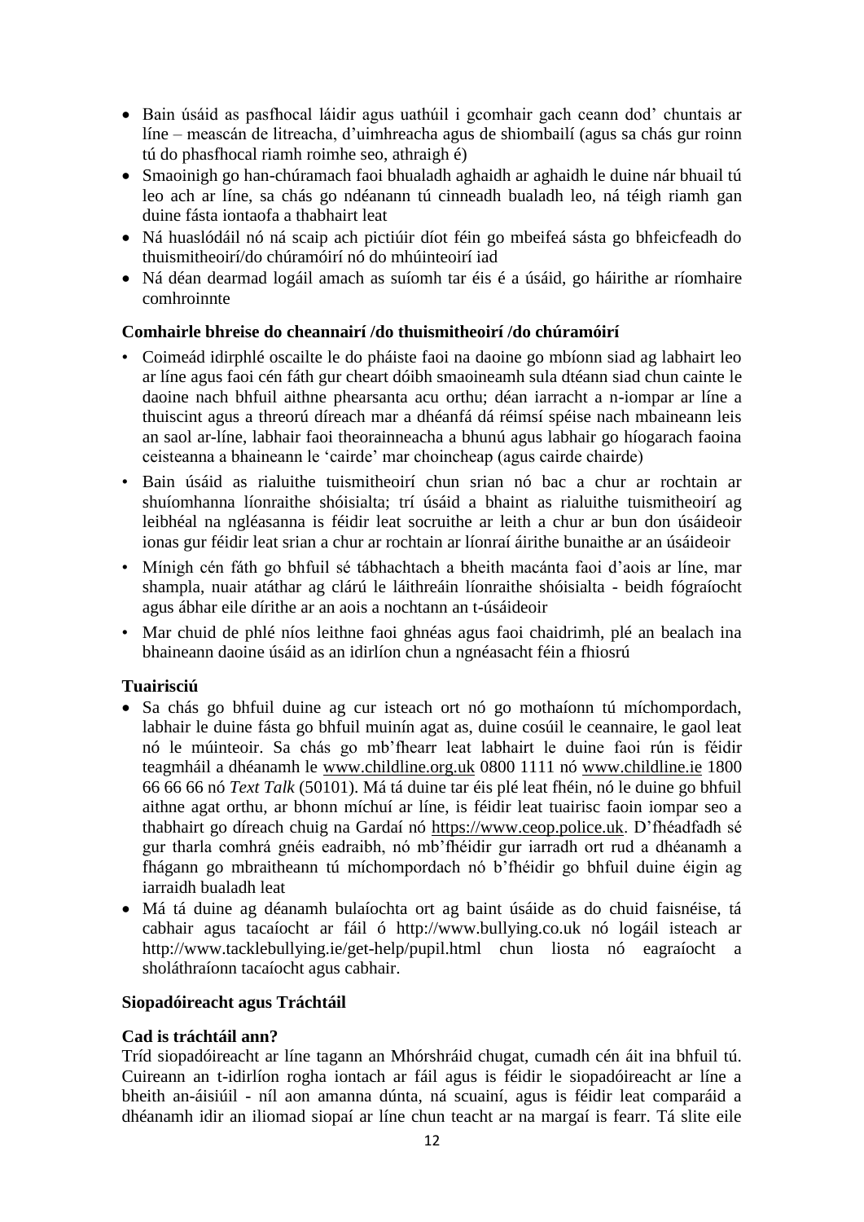- Bain úsáid as pasfhocal láidir agus uathúil i gcomhair gach ceann dod' chuntais ar líne – meascán de litreacha, d'uimhreacha agus de shiombailí (agus sa chás gur roinn tú do phasfhocal riamh roimhe seo, athraigh é)
- Smaoinigh go han-chúramach faoi bhualadh aghaidh ar aghaidh le duine nár bhuail tú leo ach ar líne, sa chás go ndéanann tú cinneadh bualadh leo, ná téigh riamh gan duine fásta iontaofa a thabhairt leat
- Ná huaslódáil nó ná scaip ach pictiúir díot féin go mbeifeá sásta go bhfeicfeadh do thuismitheoirí/do chúramóirí nó do mhúinteoirí iad
- Ná déan dearmad logáil amach as suíomh tar éis é a úsáid, go háirithe ar ríomhaire comhroinnte

**Comhairle bhreise do cheannairí /do thuismitheoirí /do chúramóirí**

- Coimeád idirphlé oscailte le do pháiste faoi na daoine go mbíonn siad ag labhairt leo ar líne agus faoi cén fáth gur cheart dóibh smaoineamh sula dtéann siad chun cainte le daoine nach bhfuil aithne phearsanta acu orthu; déan iarracht a n-iompar ar líne a thuiscint agus a threorú díreach mar a dhéanfá dá réimsí spéise nach mbaineann leis an saol ar-líne, labhair faoi theorainneacha a bhunú agus labhair go híogarach faoina ceisteanna a bhaineann le 'cairde' mar choincheap (agus cairde chairde)
- Bain úsáid as rialuithe tuismitheoirí chun srian nó bac a chur ar rochtain ar shuíomhanna líonraithe shóisialta; trí úsáid a bhaint as rialuithe tuismitheoirí ag leibhéal na ngléasanna is féidir leat socruithe ar leith a chur ar bun don úsáideoir ionas gur féidir leat srian a chur ar rochtain ar líonraí áirithe bunaithe ar an úsáideoir
- Mínigh cén fáth go bhfuil sé tábhachtach a bheith macánta faoi d'aois ar líne, mar shampla, nuair atáthar ag clárú le láithreáin líonraithe shóisialta - beidh fógraíocht agus ábhar eile dírithe ar an aois a nochtann an t-úsáideoir
- Mar chuid de phlé níos leithne faoi ghnéas agus faoi chaidrimh, plé an bealach ina bhaineann daoine úsáid as an idirlíon chun a ngnéasacht féin a fhiosrú

**Tuairisciú**

- Sa chás go bhfuil duine ag cur isteach ort nó go mothaíonn tú míchompordach, labhair le duine fásta go bhfuil muinín agat as, duine cosúil le ceannaire, le gaol leat nó le múinteoir. Sa chás go mb'fhearr leat labhairt le duine faoi rún is féidir teagmháil a dhéanamh le www.childline.org.uk 0800 1111 nó www.childline.ie 1800 66 66 66 nó *Text Talk* (50101). Má tá duine tar éis plé leat fhéin, nó le duine go bhfuil aithne agat orthu, ar bhonn míchuí ar líne, is féidir leat tuairisc faoin iompar seo a thabhairt go díreach chuig na Gardaí nó https://www.ceop.police.uk. D'fhéadfadh sé gur tharla comhrá gnéis eadraibh, nó mb'fhéidir gur iarradh ort rud a dhéanamh a fhágann go mbraitheann tú míchompordach nó b'fhéidir go bhfuil duine éigin ag iarraidh bualadh leat
- Má tá duine ag déanamh bulaíochta ort ag baint úsáide as do chuid faisnéise, tá cabhair agus tacaíocht ar fáil ó http://www.bullying.co.uk nó logáil isteach ar http://www.tacklebullying.ie/get-help/pupil.html chun liosta nó eagraíocht a sholáthraíonn tacaíocht agus cabhair.

**Siopadóireacht agus Tráchtáil**

**Cad is tráchtáil ann?**

Tríd siopadóireacht ar líne tagann an Mhórshráid chugat, cumadh cén áit ina bhfuil tú. Cuireann an t-idirlíon rogha iontach ar fáil agus is féidir le siopadóireacht ar líne a bheith an-áisiúil - níl aon amanna dúnta, ná scuainí, agus is féidir leat comparáid a dhéanamh idir an iliomad siopaí ar líne chun teacht ar na margaí is fearr. Tá slite eile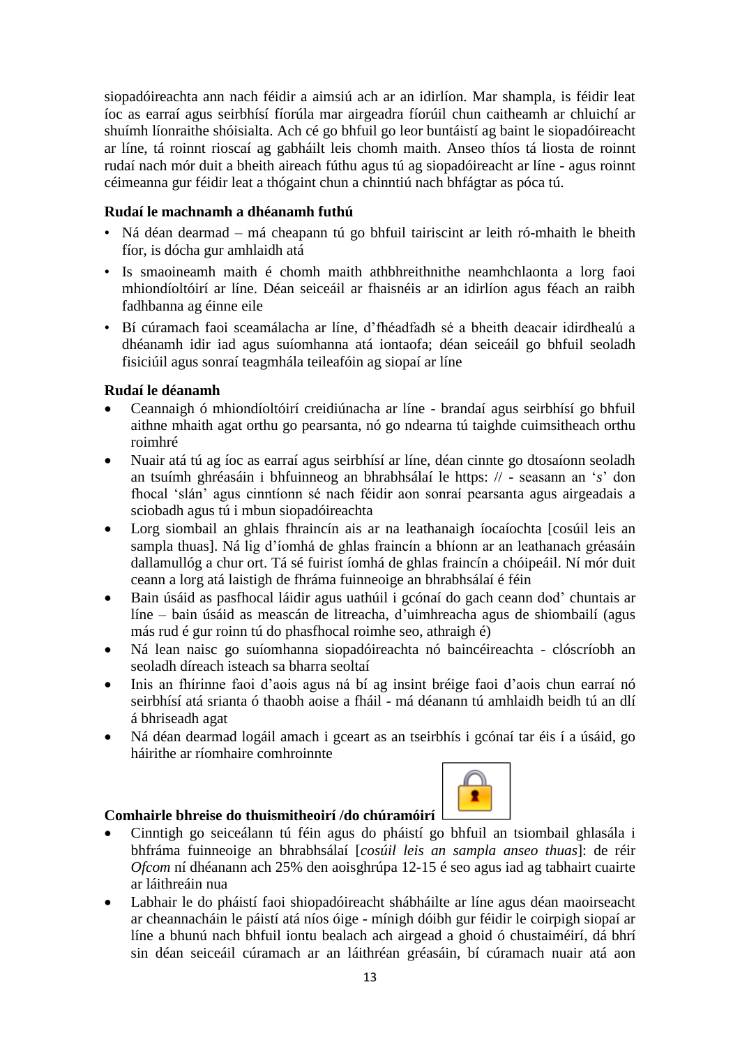siopadóireachta ann nach féidir a aimsiú ach ar an idirlíon. Mar shampla, is féidir leat íoc as earraí agus seirbhísí fíorúla mar airgeadra fíorúil chun caitheamh ar chluichí ar shuímh líonraithe shóisialta. Ach cé go bhfuil go leor buntáistí ag baint le siopadóireacht ar líne, tá roinnt rioscaí ag gabháilt leis chomh maith. Anseo thíos tá liosta de roinnt rudaí nach mór duit a bheith aireach fúthu agus tú ag siopadóireacht ar líne - agus roinnt céimeanna gur féidir leat a thógaint chun a chinntiú nach bhfágtar as póca tú.

**Rudaí le machnamh a dhéanamh futhú**

- Ná déan dearmad – má cheapann tú go bhfuil tairiscint ar leith ró-mhaith le bheith fíor, is dócha gur amhlaidh atá
- Is smaoineamh maith é chomh maith athbhreithnithe neamhchlaonta a lorg faoi mhiondíoltóirí ar líne. Déan seiceáil ar fhaisnéis ar an idirlíon agus féach an raibh fadhbanna ag éinne eile
- Bí cúramach faoi sceamálacha ar líne, d'fhéadfadh sé a bheith deacair idirdhealú a dhéanamh idir iad agus suíomhanna atá iontaofa; déan seiceáil go bhfuil seoladh fisiciúil agus sonraí teagmhála teileafóin ag siopaí ar líne

**Rudaí le déanamh**

- Ceannaigh ó mhiondíoltóirí creidiúnacha ar líne - brandaí agus seirbhísí go bhfuil aithne mhaith agat orthu go pearsanta, nó go ndearna tú taighde cuimsitheach orthu roimhré
- Nuair atá tú ag íoc as earraí agus seirbhísí ar líne, déan cinnte go dtosaíonn seoladh an tsuímh ghréasáin i bhfuinneog an bhrabhsálaí le https: // - seasann an '*s*' don fhocal 'slán' agus cinntíonn sé nach féidir aon sonraí pearsanta agus airgeadais a sciobadh agus tú i mbun siopadóireachta
- Lorg siombail an ghlais fhraincín ais ar na leathanaigh íocaíochta [cosúil leis an sampla thuas]. Ná lig d'íomhá de ghlas fraincín a bhíonn ar an leathanach gréasáin dallamullóg a chur ort. Tá sé fuirist íomhá de ghlas fraincín a chóipeáil. Ní mór duit ceann a lorg atá laistigh de fhráma fuinneoige an bhrabhsálaí é féin
- Bain úsáid as pasfhocal láidir agus uathúil i gcónaí do gach ceann dod' chuntais ar líne – bain úsáid as meascán de litreacha, d'uimhreacha agus de shiombailí (agus más rud é gur roinn tú do phasfhocal roimhe seo, athraigh é)
- Ná lean naisc go suíomhanna siopadóireachta nó baincéireachta - clóscríobh an seoladh díreach isteach sa bharra seoltaí
- Inis an fhírinne faoi d'aois agus ná bí ag insint bréige faoi d'aois chun earraí nó seirbhísí atá srianta ó thaobh aoise a fháil - má déanann tú amhlaidh beidh tú an dlí á bhriseadh agat
- Ná déan dearmad logáil amach i gceart as an tseirbhís i gcónaí tar éis í a úsáid, go háirithe ar ríomhaire comhroinnte

**Comhairle bhreise do thuismitheoirí /do chúramóirí**

- Cinntigh go seiceálann tú féin agus do pháistí go bhfuil an tsiombail ghlasála i bhfráma fuinneoige an bhrabhsálaí [*cosúil leis an sampla anseo thuas*]: de réir *Ofcom* ní dhéanann ach 25% den aoisghrúpa 12-15 é seo agus iad ag tabhairt cuairte ar láithreáin nua
- Labhair le do pháistí faoi shiopadóireacht shábháilte ar líne agus déan maoirseacht ar cheannacháin le páistí atá níos óige - mínigh dóibh gur féidir le coirpigh siopaí ar líne a bhunú nach bhfuil iontu bealach ach airgead a ghoid ó chustaiméirí, dá bhrí sin déan seiceáil cúramach ar an láithréan gréasáin, bí cúramach nuair atá aon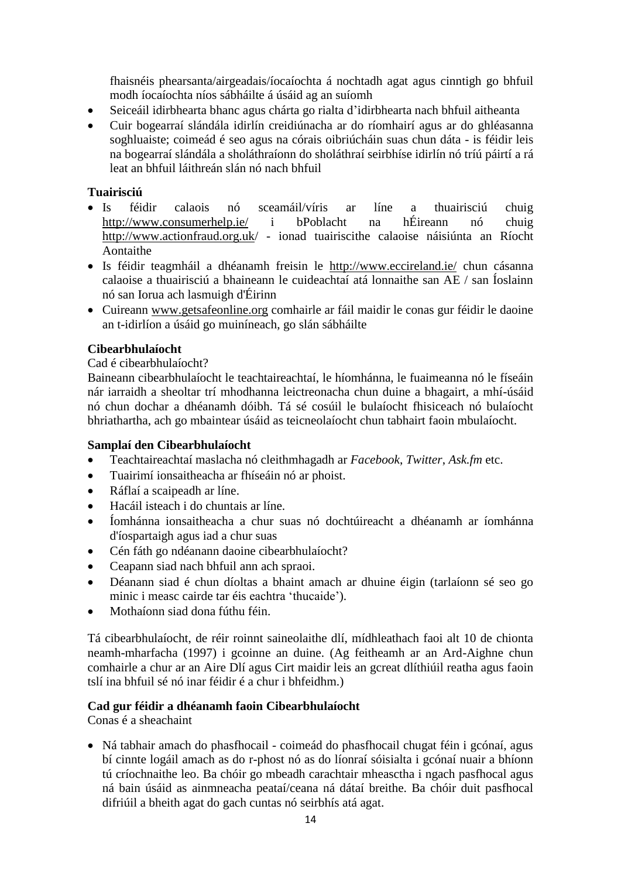fhaisnéis phearsanta/airgeadais/íocaíochta á nochtadh agat agus cinntigh go bhfuil modh íocaíochta níos sábháilte á úsáid ag an suíomh

- Seiceáil idirbhearta bhanc agus chárta go rialta d'idirbhearta nach bhfuil aitheanta
- Cuir bogearraí slándála idirlín creidiúnacha ar do ríomhairí agus ar do ghléasanna soghluaiste; coimeád é seo agus na córais oibriúcháin suas chun dáta - is féidir leis na bogearraí slándála a sholáthraíonn do sholáthraí seirbhíse idirlín nó tríú páirtí a rá leat an bhfuil láithreán slán nó nach bhfuil

**Tuairisciú**

- Is féidir calaois nó sceamáil/víris ar líne a thuairisciú chuig http://www.consumerhelp.ie/ i bPoblacht na hÉireann nó chuig http://www.actionfraud.org.uk/ - ionad tuairiscithe calaoise náisiúnta an Ríocht Aontaithe
- Is féidir teagmháil a dhéanamh freisin le http://www.eccireland.ie/ chun cásanna calaoise a thuairisciú a bhaineann le cuideachtaí atá lonnaithe san AE / san Íoslainn nó san Iorua ach lasmuigh d'Éirinn
- Cuireann www.getsafeonline.org comhairle ar fáil maidir le conas gur féidir le daoine an t-idirlíon a úsáid go muiníneach, go slán sábháilte

**Cibearbhulaíocht**

Cad é cibearbhulaíocht?

Baineann cibearbhulaíocht le teachtaireachtaí, le híomhánna, le fuaimeanna nó le físeáin nár iarraidh a sheoltar trí mhodhanna leictreonacha chun duine a bhagairt, a mhí-úsáid nó chun dochar a dhéanamh dóibh. Tá sé cosúil le bulaíocht fhisiceach nó bulaíocht bhriathartha, ach go mbaintear úsáid as teicneolaíocht chun tabhairt faoin mbulaíocht.

**Samplaí den Cibearbhulaíocht**

- Teachtaireachtaí maslacha nó cleithmhagadh ar *Facebook*, *Twitter*, *Ask.fm* etc.
- Tuairimí ionsaitheacha ar fhíseáin nó ar phoist.
- Ráflaí a scaipeadh ar líne.
- Hacáil isteach i do chuntais ar líne.
- Íomhánna ionsaitheacha a chur suas nó dochtúireacht a dhéanamh ar íomhánna d'íospartaigh agus iad a chur suas
- Cén fáth go ndéanann daoine cibearbhulaíocht?
- Ceapann siad nach bhfuil ann ach spraoi.
- Déanann siad é chun díoltas a bhaint amach ar dhuine éigin (tarlaíonn sé seo go minic i measc cairde tar éis eachtra 'thucaide').
- Mothaíonn siad dona fúthu féin.

Tá cibearbhulaíocht, de réir roinnt saineolaithe dlí, mídhleathach faoi alt 10 de chionta neamh-mharfacha (1997) i gcoinne an duine. (Ag feitheamh ar an Ard-Aighne chun comhairle a chur ar an Aire Dlí agus Cirt maidir leis an gcreat dlíthiúil reatha agus faoin tslí ina bhfuil sé nó inar féidir é a chur i bhfeidhm.)

**Cad gur féidir a dhéanamh faoin Cibearbhulaíocht**

Conas é a sheachaint

- Ná tabhair amach do phasfhocail - coimeád do phasfhocail chugat féin i gcónaí, agus bí cinnte logáil amach as do r-phost nó as do líonraí sóisialta i gcónaí nuair a bhíonn tú críochnaithe leo. Ba chóir go mbeadh carachtair mheasctha i ngach pasfhocal agus ná bain úsáid as ainmneacha peataí/ceana ná dátaí breithe. Ba chóir duit pasfhocal difriúil a bheith agat do gach cuntas nó seirbhís atá agat.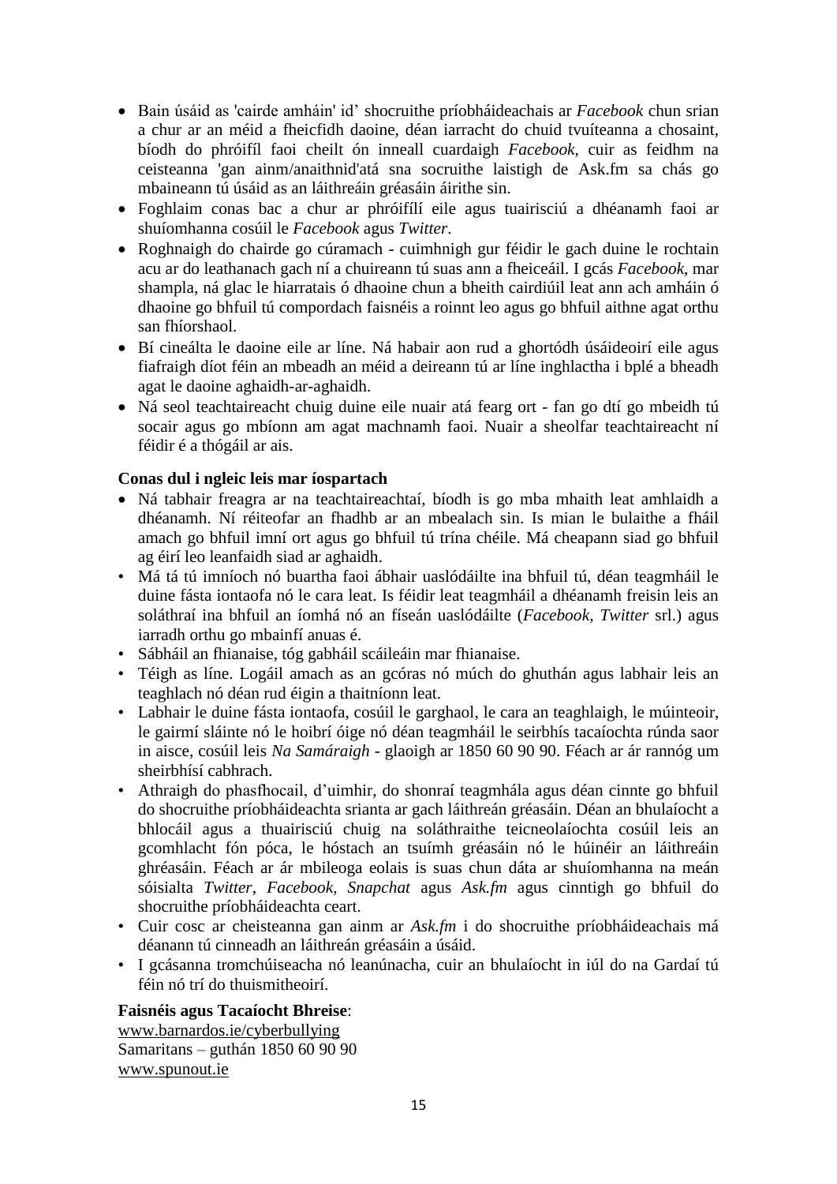- Bain úsáid as 'cairde amháin' id' shocruithe príobháideachais ar *Facebook* chun srian a chur ar an méid a fheicfidh daoine, déan iarracht do chuid tvuíteanna a chosaint, bíodh do phróifíl faoi cheilt ón inneall cuardaigh *Facebook*, cuir as feidhm na ceisteanna 'gan ainm/anaithnid'atá sna socruithe laistigh de Ask.fm sa chás go mbaineann tú úsáid as an láithreáin gréasáin áirithe sin.
- Foghlaim conas bac a chur ar phróifílí eile agus tuairisciú a dhéanamh faoi ar shuíomhanna cosúil le *Facebook* agus *Twitter*.
- Roghnaigh do chairde go cúramach - cuimhnigh gur féidir le gach duine le rochtain acu ar do leathanach gach ní a chuireann tú suas ann a fheiceáil. I gcás *Facebook*, mar shampla, ná glac le hiarratais ó dhaoine chun a bheith cairdiúil leat ann ach amháin ó dhaoine go bhfuil tú compordach faisnéis a roinnt leo agus go bhfuil aithne agat orthu san fhíorshaol.
- Bí cineálta le daoine eile ar líne. Ná habair aon rud a ghortódh úsáideoirí eile agus fiafraigh díot féin an mbeadh an méid a deireann tú ar líne inghlactha i bplé a bheadh agat le daoine aghaidh-ar-aghaidh.
- Ná seol teachtaireacht chuig duine eile nuair atá fearg ort - fan go dtí go mbeidh tú socair agus go mbíonn am agat machnamh faoi. Nuair a sheolfar teachtaireacht ní féidir é a thógáil ar ais.

**Conas dul i ngleic leis mar íospartach**

- Ná tabhair freagra ar na teachtaireachtaí, bíodh is go mba mhaith leat amhlaidh a dhéanamh. Ní réiteofar an fhadhb ar an mbealach sin. Is mian le bulaithe a fháil amach go bhfuil imní ort agus go bhfuil tú trína chéile. Má cheapann siad go bhfuil ag éirí leo leanfaidh siad ar aghaidh.
- Má tá tú imníoch nó buartha faoi ábhair uaslódáilte ina bhfuil tú, déan teagmháil le duine fásta iontaofa nó le cara leat. Is féidir leat teagmháil a dhéanamh freisin leis an soláthraí ina bhfuil an íomhá nó an físeán uaslódáilte (*Facebook*, *Twitter* srl.) agus iarradh orthu go mbainfí anuas é.
- Sábháil an fhianaise, tóg gabháil scáileáin mar fhianaise.
- Téigh as líne. Logáil amach as an gcóras nó múch do ghuthán agus labhair leis an teaghlach nó déan rud éigin a thaitníonn leat.
- Labhair le duine fásta iontaofa, cosúil le garghaol, le cara an teaghlaigh, le múinteoir, le gairmí sláinte nó le hoibrí óige nó déan teagmháil le seirbhís tacaíochta rúnda saor in aisce, cosúil leis *Na Samáraigh* - glaoigh ar 1850 60 90 90. Féach ar ár rannóg um sheirbhísí cabhrach.
- Athraigh do phasfhocail, d'uimhir, do shonraí teagmhála agus déan cinnte go bhfuil do shocruithe príobháideachta srianta ar gach láithreán gréasáin. Déan an bhulaíocht a bhlocáil agus a thuairisciú chuig na soláthraithe teicneolaíochta cosúil leis an gcomhlacht fón póca, le hóstach an tsuímh gréasáin nó le húinéir an láithreáin ghréasáin. Féach ar ár mbileoga eolais is suas chun dáta ar shuíomhanna na meán sóisialta *Twitter*, *Facebook*, *Snapchat* agus *Ask.fm* agus cinntigh go bhfuil do shocruithe príobháideachta ceart.
- Cuir cosc ar cheisteanna gan ainm ar *Ask.fm* i do shocruithe príobháideachais má déanann tú cinneadh an láithreán gréasáin a úsáid.
- I gcásanna tromchúiseacha nó leanúnacha, cuir an bhulaíocht in iúl do na Gardaí tú féin nó trí do thuismitheoirí.

**Faisnéis agus Tacaíocht Bhreise**:
www.barnardos.ie/cyberbullying
Samaritans – guthán 1850 60 90 90
www.spunout.ie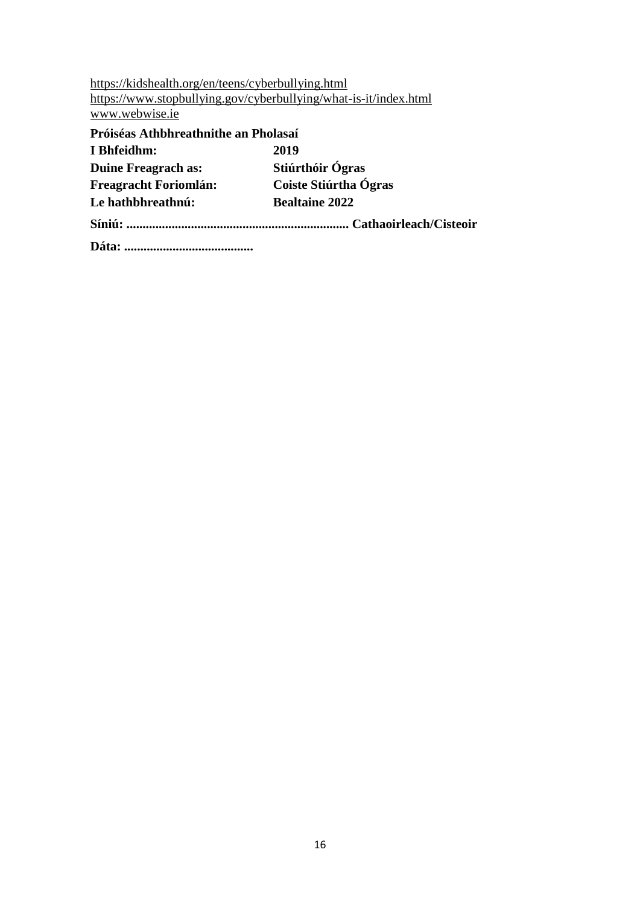https://kidshealth.org/en/teens/cyberbullying.html
https://www.stopbullying.gov/cyberbullying/what-is-it/index.html
www.webwise.ie

**Próiséas Athbhreathnithe an Pholasaí**

| | |
|---|---|
| **I Bhfeidhm:** | **2019** |
| **Duine Freagrach as:** | **Stiúrthóir Ógras** |
| **Freagracht Foriomlán:** | **Coiste Stiúrtha Ógras** |
| **Le hathbhreathnú:** | **Bealtaine 2022** |

**Síniú: .................................................................... Cathaoirleach/Cisteoir**

**Dáta: ........................................**